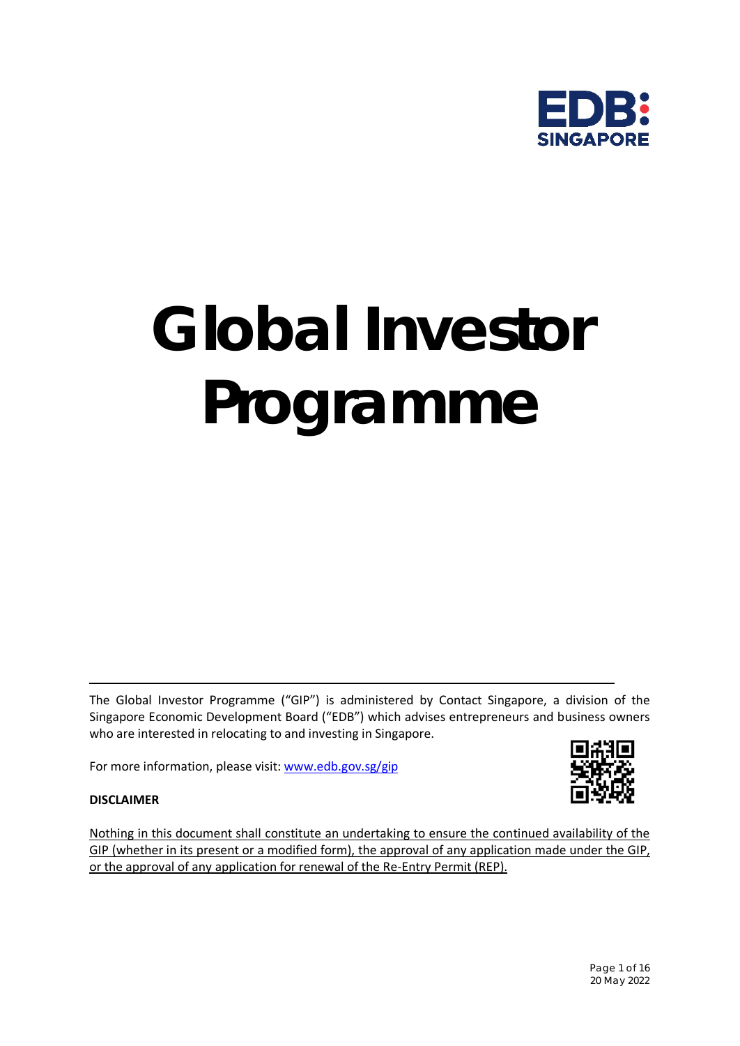# Global Investor Programme

The Global Investor Programme ("GIP") is administered by Contact Singapore, a division of the Singapore Economic Development Board ("EDB") which advises entrepreneurs and business owners who are interested in relocating to and investing in Singapore.

For more information, please visit: [www.edb.gov.sg/gip](www.edb.gov.sg/gip)

**DISCLAIMER**

Nothing in this document shall constitute an undertaking to ensure the continued availability of the GIP (whether in its present or a modified form), the approval of any application made under the GIP, or the approval of any application for renewal of the Re-Entry Permit (REP).

20 May 2022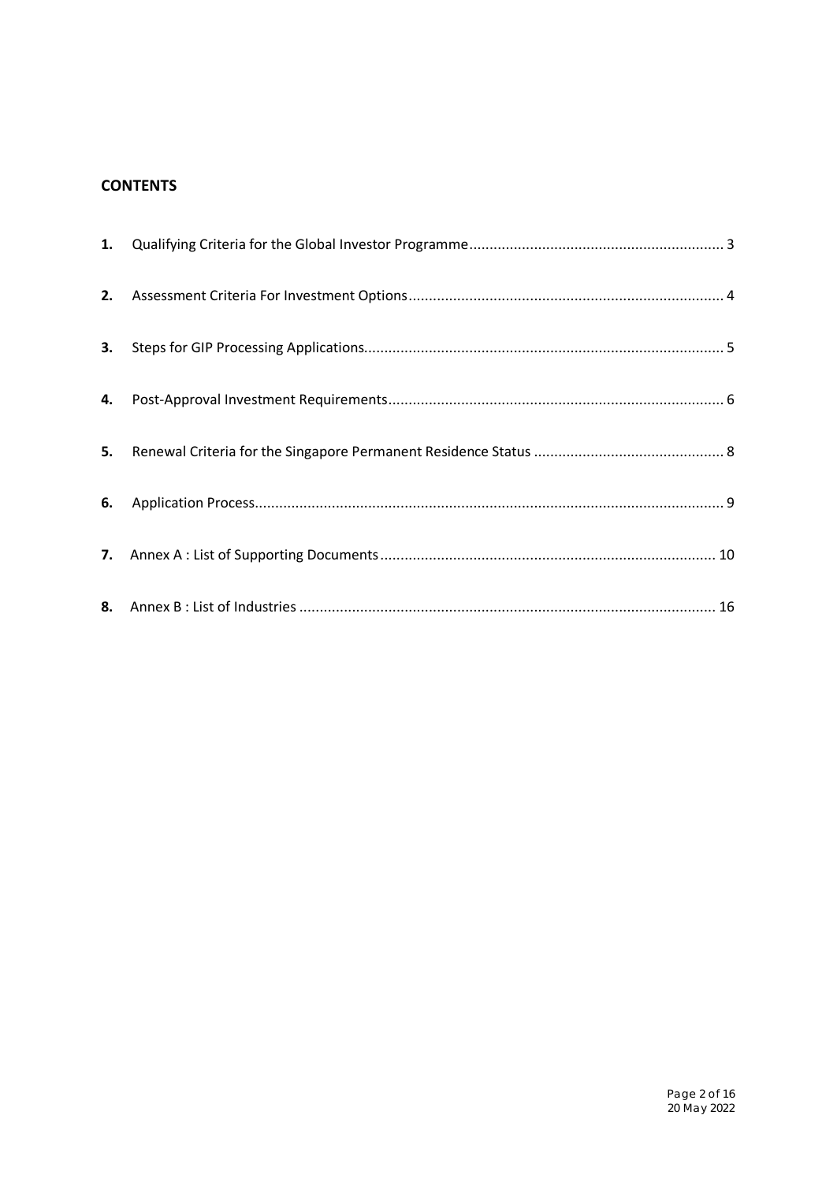## CONTENTS

| | | |
|---|---|---|
| **1.** | Qualifying Criteria for the Global Investor Programme | 3 |
| **2.** | Assessment Criteria For Investment Options | 4 |
| **3.** | Steps for GIP Processing Applications | 5 |
| **4.** | Post-Approval Investment Requirements | 6 |
| **5.** | Renewal Criteria for the Singapore Permanent Residence Status | 8 |
| **6.** | Application Process | 9 |
| **7.** | Annex A : List of Supporting Documents | 10 |
| **8.** | Annex B : List of Industries | 16 |

20 May 2022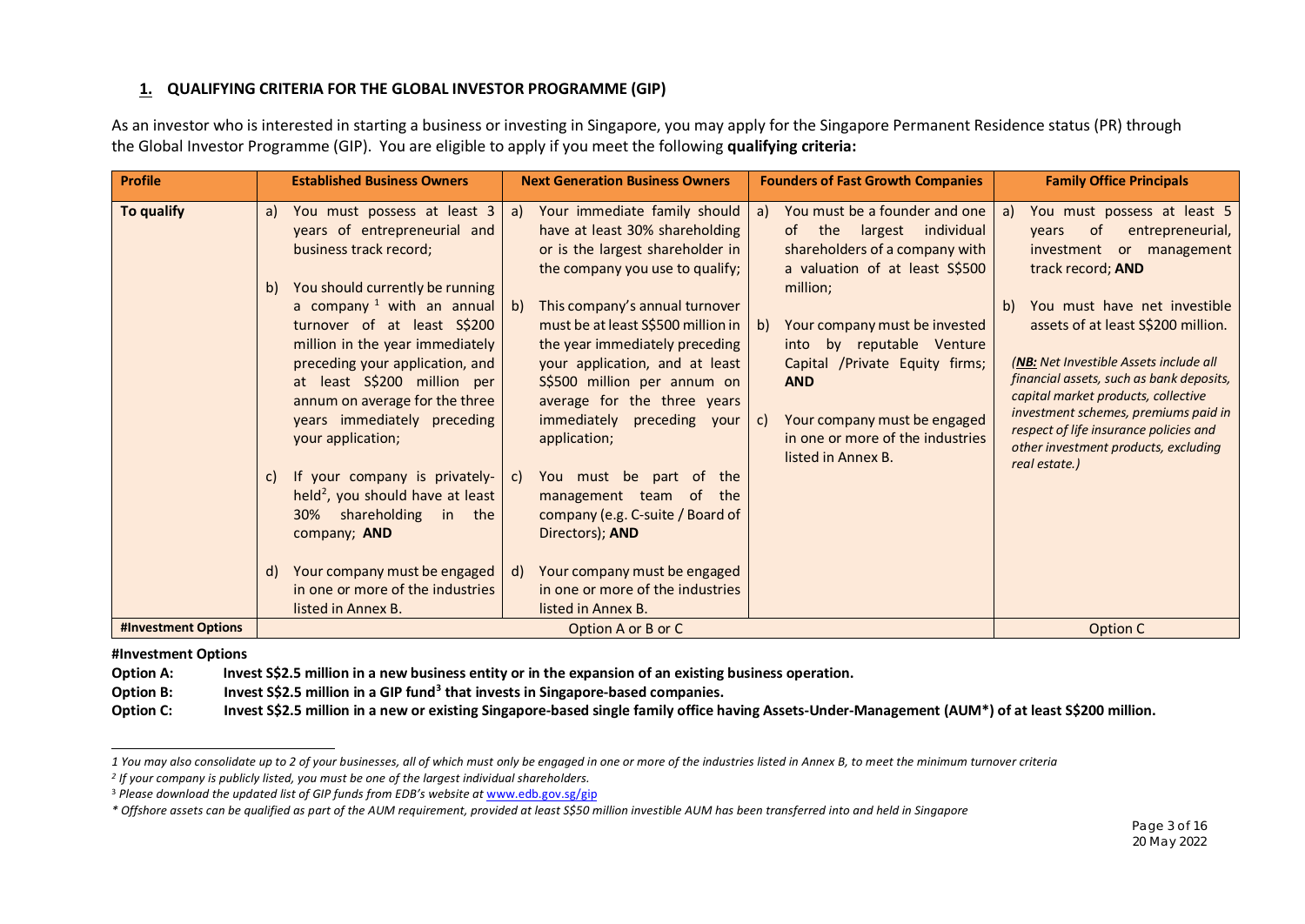## 1. QUALIFYING CRITERIA FOR THE GLOBAL INVESTOR PROGRAMME (GIP)

As an investor who is interested in starting a business or investing in Singapore, you may apply for the Singapore Permanent Residence status (PR) through the Global Investor Programme (GIP). You are eligible to apply if you meet the following **qualifying criteria:**

| Profile | Established Business Owners | Next Generation Business Owners | Founders of Fast Growth Companies | Family Office Principals |
|---|---|---|---|---|
| **To qualify** | a) You must possess at least 3 years of entrepreneurial and business track record;<br><br>b) You should currently be running a company [1] with an annual turnover of at least S$200 million in the year immediately preceding your application, and at least S$200 million per annum on average for the three years immediately preceding your application;<br><br>c) If your company is privately-held[2], you should have at least 30% shareholding in the company; **AND**<br><br>d) Your company must be engaged in one or more of the industries listed in Annex B. | a) Your immediate family should have at least 30% shareholding or is the largest shareholder in the company you use to qualify;<br><br>b) This company's annual turnover must be at least S$500 million in the year immediately preceding your application, and at least S$500 million per annum on average for the three years immediately preceding your application;<br><br>c) You must be part of the management team of the company (e.g. C-suite / Board of Directors); **AND**<br><br>d) Your company must be engaged in one or more of the industries listed in Annex B. | a) You must be a founder and one of the largest individual shareholders of a company with a valuation of at least S$500 million;<br><br>b) Your company must be invested into by reputable Venture Capital /Private Equity firms; **AND**<br><br>c) Your company must be engaged in one or more of the industries listed in Annex B. | a) You must possess at least 5 years of entrepreneurial, investment or management track record; **AND**<br><br>b) You must have net investible assets of at least S$200 million.<br><br>*(**NB:** Net Investible Assets include all financial assets, such as bank deposits, capital market products, collective investment schemes, premiums paid in respect of life insurance policies and other investment products, excluding real estate.)* |
| **#Investment Options** | Option A or B or C | | | Option C |

**#Investment Options**

**Option A:** **Invest S$2.5 million in a new business entity or in the expansion of an existing business operation.**

**Option B:** **Invest S$2.5 million in a GIP fund[3] that invests in Singapore-based companies.**

**Option C:** **Invest S$2.5 million in a new or existing Singapore-based single family office having Assets-Under-Management (AUM*) of at least S$200 million.**

---

*1 You may also consolidate up to 2 of your businesses, all of which must only be engaged in one or more of the industries listed in Annex B, to meet the minimum turnover criteria*

*2 If your company is publicly listed, you must be one of the largest individual shareholders.*

*3 Please download the updated list of GIP funds from EDB's website at www.edb.gov.sg/gip*

*\* Offshore assets can be qualified as part of the AUM requirement, provided at least S$50 million investible AUM has been transferred into and held in Singapore*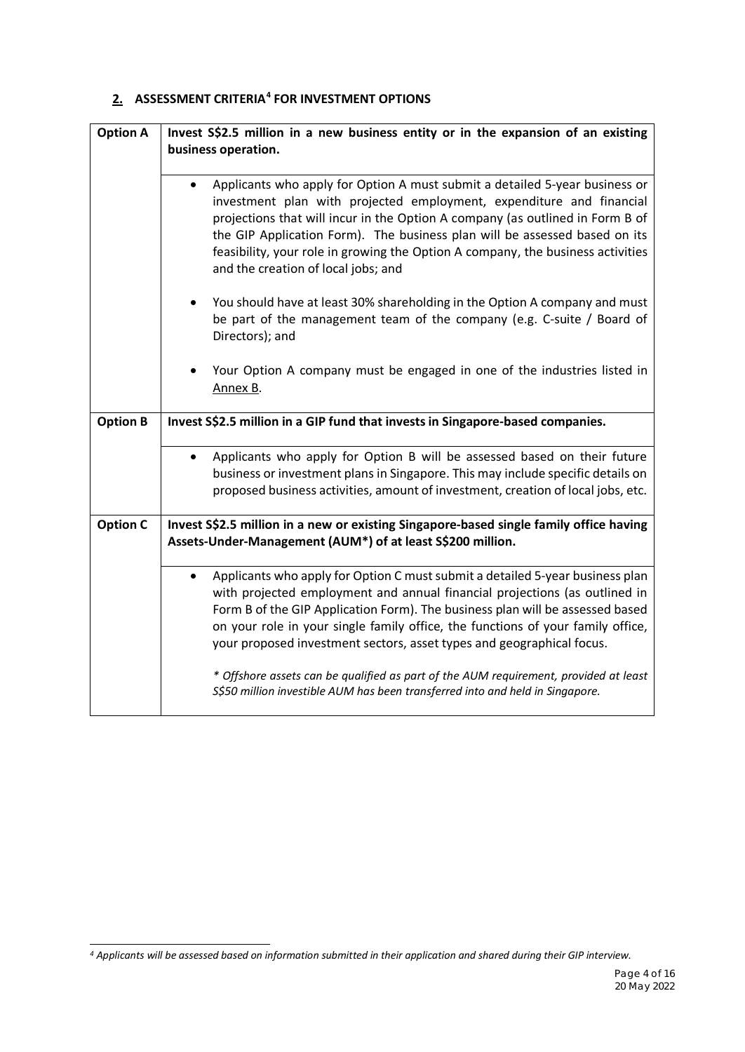## **2.** ASSESSMENT CRITERIA[4] FOR INVESTMENT OPTIONS

| | |
|---|---|
| **Option A** | **Invest S$2.5 million in a new business entity or in the expansion of an existing business operation.** |
| | • Applicants who apply for Option A must submit a detailed 5-year business or investment plan with projected employment, expenditure and financial projections that will incur in the Option A company (as outlined in Form B of the GIP Application Form). The business plan will be assessed based on its feasibility, your role in growing the Option A company, the business activities and the creation of local jobs; and<br><br>• You should have at least 30% shareholding in the Option A company and must be part of the management team of the company (e.g. C-suite / Board of Directors); and<br><br>• Your Option A company must be engaged in one of the industries listed in Annex B. |
| **Option B** | **Invest S$2.5 million in a GIP fund that invests in Singapore-based companies.** |
| | • Applicants who apply for Option B will be assessed based on their future business or investment plans in Singapore. This may include specific details on proposed business activities, amount of investment, creation of local jobs, etc. |
| **Option C** | **Invest S$2.5 million in a new or existing Singapore-based single family office having Assets-Under-Management (AUM*) of at least S$200 million.** |
| | • Applicants who apply for Option C must submit a detailed 5-year business plan with projected employment and annual financial projections (as outlined in Form B of the GIP Application Form). The business plan will be assessed based on your role in your single family office, the functions of your family office, your proposed investment sectors, asset types and geographical focus.<br><br>*\* Offshore assets can be qualified as part of the AUM requirement, provided at least S$50 million investible AUM has been transferred into and held in Singapore.* |

*[4] Applicants will be assessed based on information submitted in their application and shared during their GIP interview.*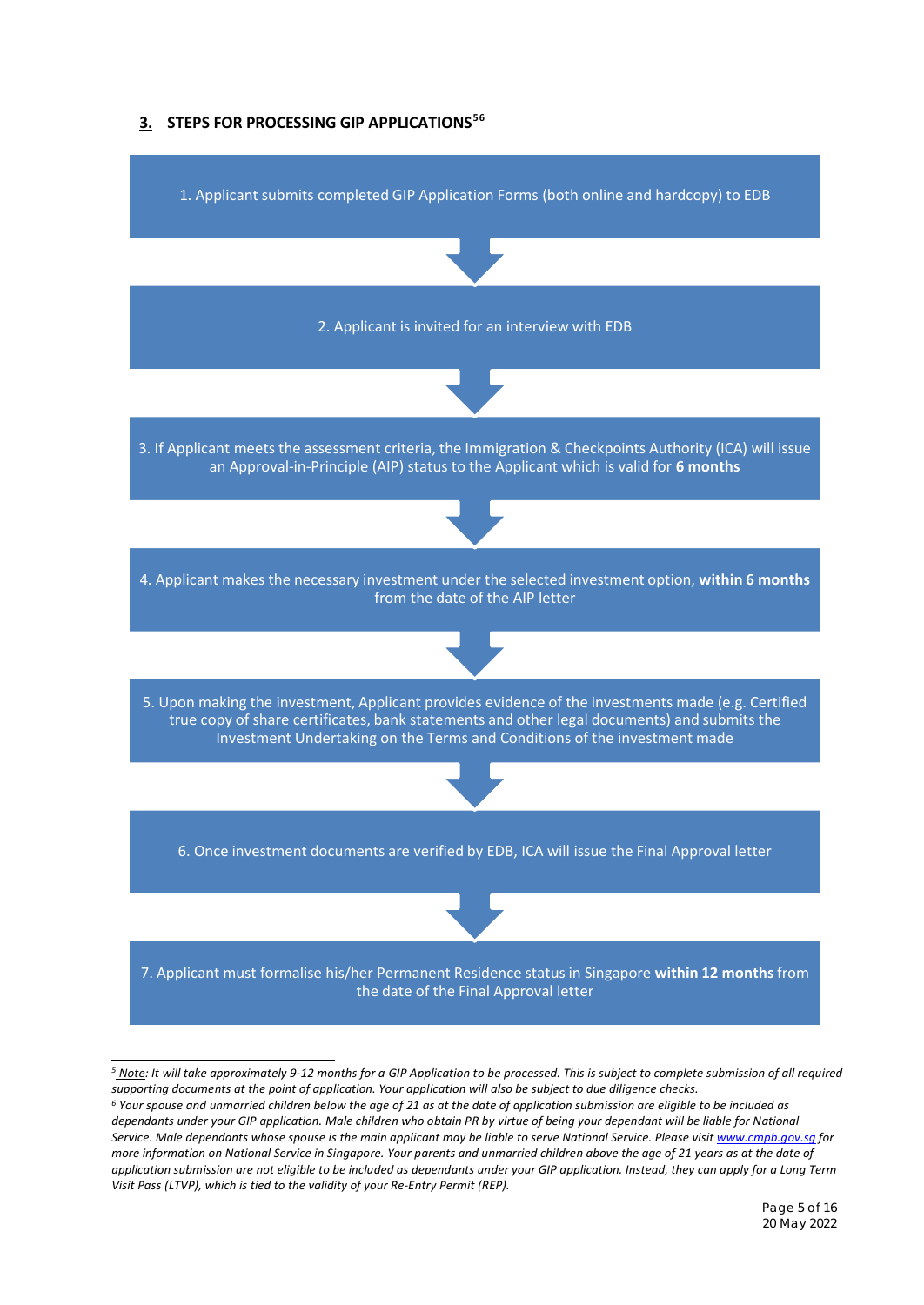## 3. STEPS FOR PROCESSING GIP APPLICATIONS[5][6]

1. Applicant submits completed GIP Application Forms (both online and hardcopy) to EDB

2. Applicant is invited for an interview with EDB

3. If Applicant meets the assessment criteria, the Immigration & Checkpoints Authority (ICA) will issue an Approval-in-Principle (AIP) status to the Applicant which is valid for **6 months**

4. Applicant makes the necessary investment under the selected investment option, **within 6 months** from the date of the AIP letter

5. Upon making the investment, Applicant provides evidence of the investments made (e.g. Certified true copy of share certificates, bank statements and other legal documents) and submits the Investment Undertaking on the Terms and Conditions of the investment made

6. Once investment documents are verified by EDB, ICA will issue the Final Approval letter

7. Applicant must formalise his/her Permanent Residence status in Singapore **within 12 months** from the date of the Final Approval letter

---

[5] *Note: It will take approximately 9-12 months for a GIP Application to be processed. This is subject to complete submission of all required supporting documents at the point of application. Your application will also be subject to due diligence checks.*

[6] *Your spouse and unmarried children below the age of 21 as at the date of application submission are eligible to be included as dependants under your GIP application. Male children who obtain PR by virtue of being your dependant will be liable for National Service. Male dependants whose spouse is the main applicant may be liable to serve National Service. Please visit www.cmpb.gov.sg for more information on National Service in Singapore. Your parents and unmarried children above the age of 21 years as at the date of application submission are not eligible to be included as dependants under your GIP application. Instead, they can apply for a Long Term Visit Pass (LTVP), which is tied to the validity of your Re-Entry Permit (REP).*

20 May 2022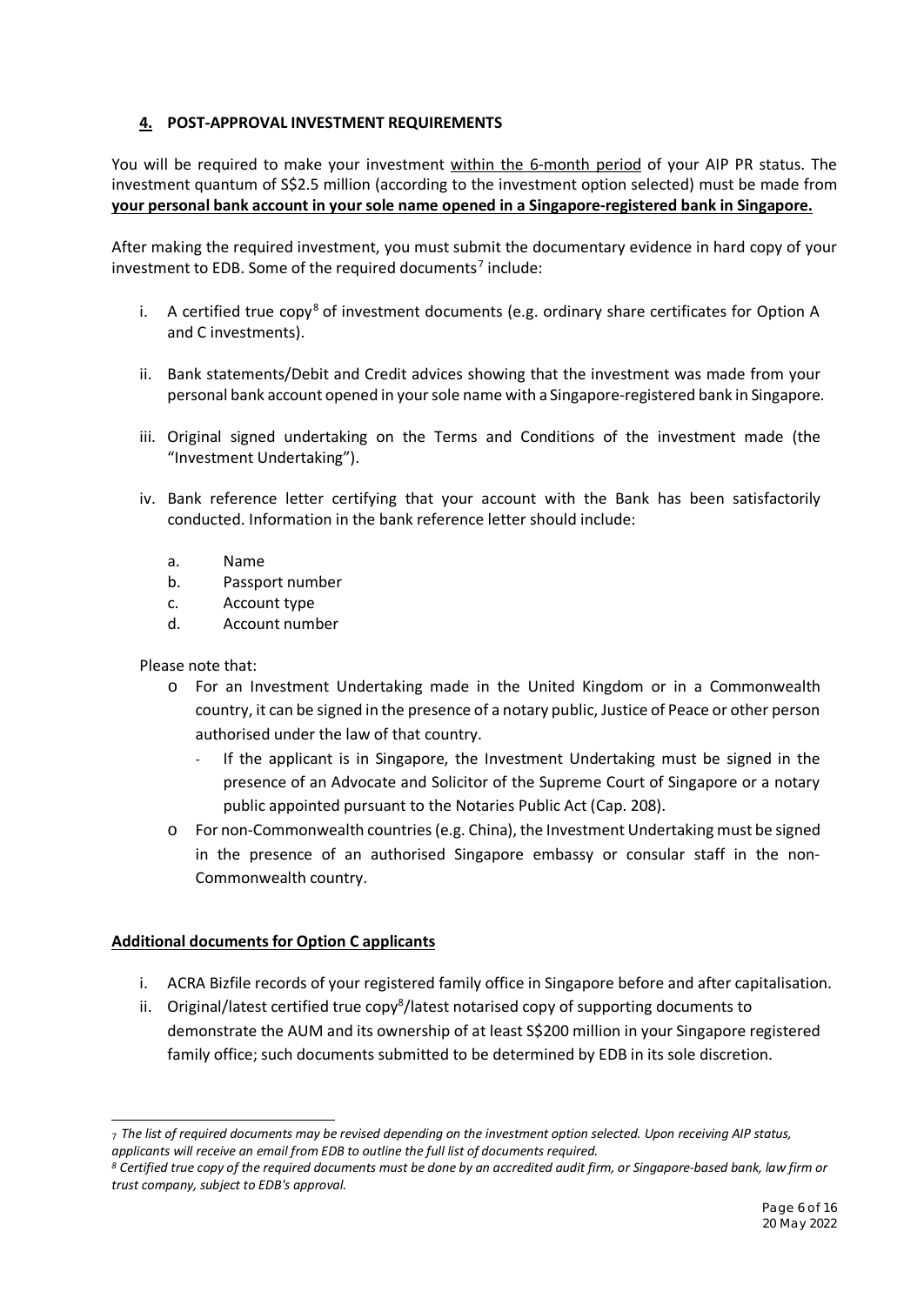## 4. POST-APPROVAL INVESTMENT REQUIREMENTS

You will be required to make your investment within the 6-month period of your AIP PR status. The investment quantum of S$2.5 million (according to the investment option selected) must be made from **your personal bank account in your sole name opened in a Singapore-registered bank in Singapore.**

After making the required investment, you must submit the documentary evidence in hard copy of your investment to EDB. Some of the required documents[7] include:

i. A certified true copy[8] of investment documents (e.g. ordinary share certificates for Option A and C investments).

ii. Bank statements/Debit and Credit advices showing that the investment was made from your personal bank account opened in your sole name with a Singapore-registered bank in Singapore.

iii. Original signed undertaking on the Terms and Conditions of the investment made (the "Investment Undertaking").

iv. Bank reference letter certifying that your account with the Bank has been satisfactorily conducted. Information in the bank reference letter should include:

   a. Name
   b. Passport number
   c. Account type
   d. Account number

Please note that:

- For an Investment Undertaking made in the United Kingdom or in a Commonwealth country, it can be signed in the presence of a notary public, Justice of Peace or other person authorised under the law of that country.
  - If the applicant is in Singapore, the Investment Undertaking must be signed in the presence of an Advocate and Solicitor of the Supreme Court of Singapore or a notary public appointed pursuant to the Notaries Public Act (Cap. 208).
- For non-Commonwealth countries (e.g. China), the Investment Undertaking must be signed in the presence of an authorised Singapore embassy or consular staff in the non-Commonwealth country.

**Additional documents for Option C applicants**

i. ACRA Bizfile records of your registered family office in Singapore before and after capitalisation.

ii. Original/latest certified true copy[8]/latest notarised copy of supporting documents to demonstrate the AUM and its ownership of at least S$200 million in your Singapore registered family office; such documents submitted to be determined by EDB in its sole discretion.

---

[7] *The list of required documents may be revised depending on the investment option selected. Upon receiving AIP status, applicants will receive an email from EDB to outline the full list of documents required.*

[8] *Certified true copy of the required documents must be done by an accredited audit firm, or Singapore-based bank, law firm or trust company, subject to EDB's approval.*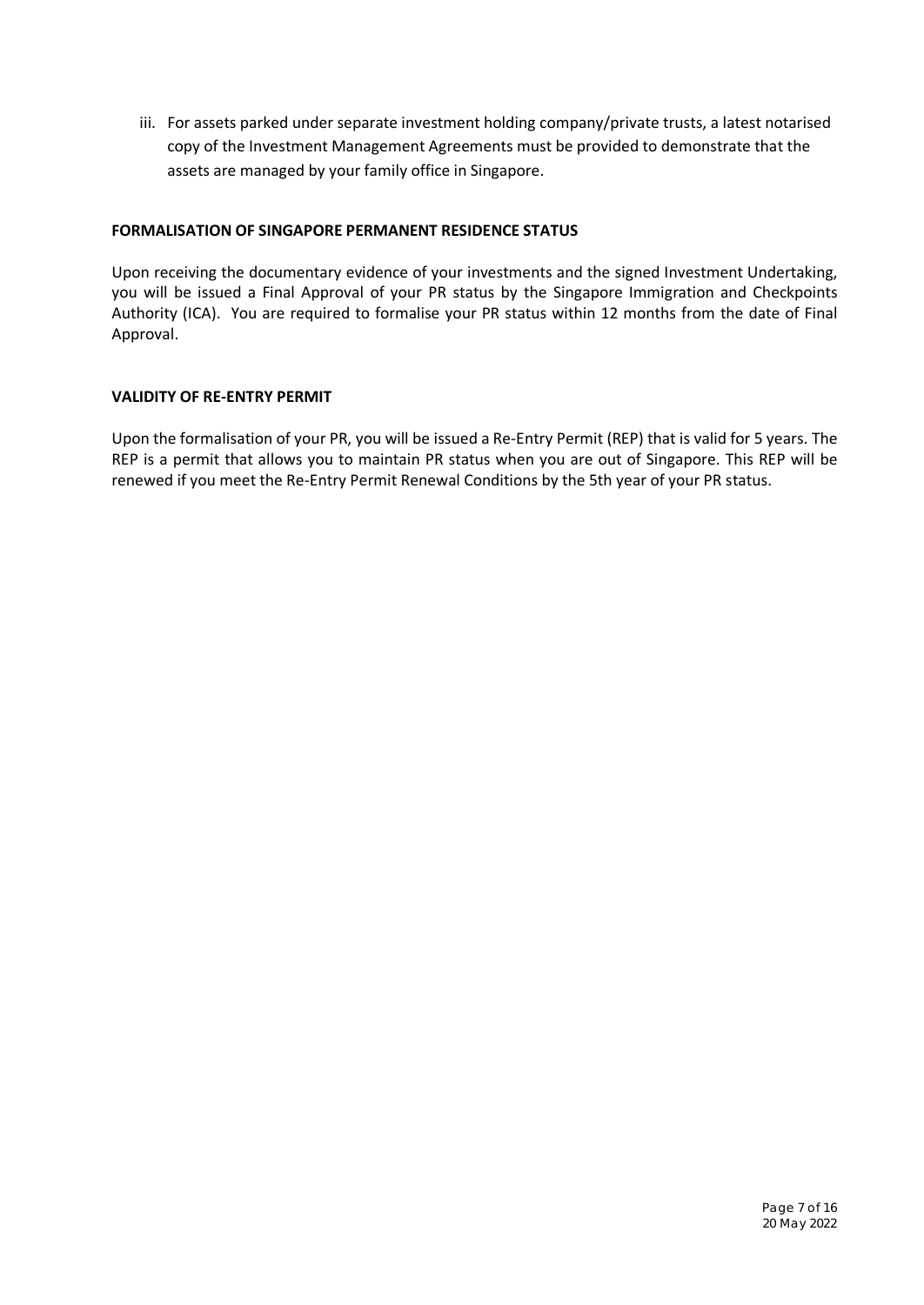iii. For assets parked under separate investment holding company/private trusts, a latest notarised copy of the Investment Management Agreements must be provided to demonstrate that the assets are managed by your family office in Singapore.

**FORMALISATION OF SINGAPORE PERMANENT RESIDENCE STATUS**

Upon receiving the documentary evidence of your investments and the signed Investment Undertaking, you will be issued a Final Approval of your PR status by the Singapore Immigration and Checkpoints Authority (ICA). You are required to formalise your PR status within 12 months from the date of Final Approval.

**VALIDITY OF RE-ENTRY PERMIT**

Upon the formalisation of your PR, you will be issued a Re-Entry Permit (REP) that is valid for 5 years. The REP is a permit that allows you to maintain PR status when you are out of Singapore. This REP will be renewed if you meet the Re-Entry Permit Renewal Conditions by the 5th year of your PR status.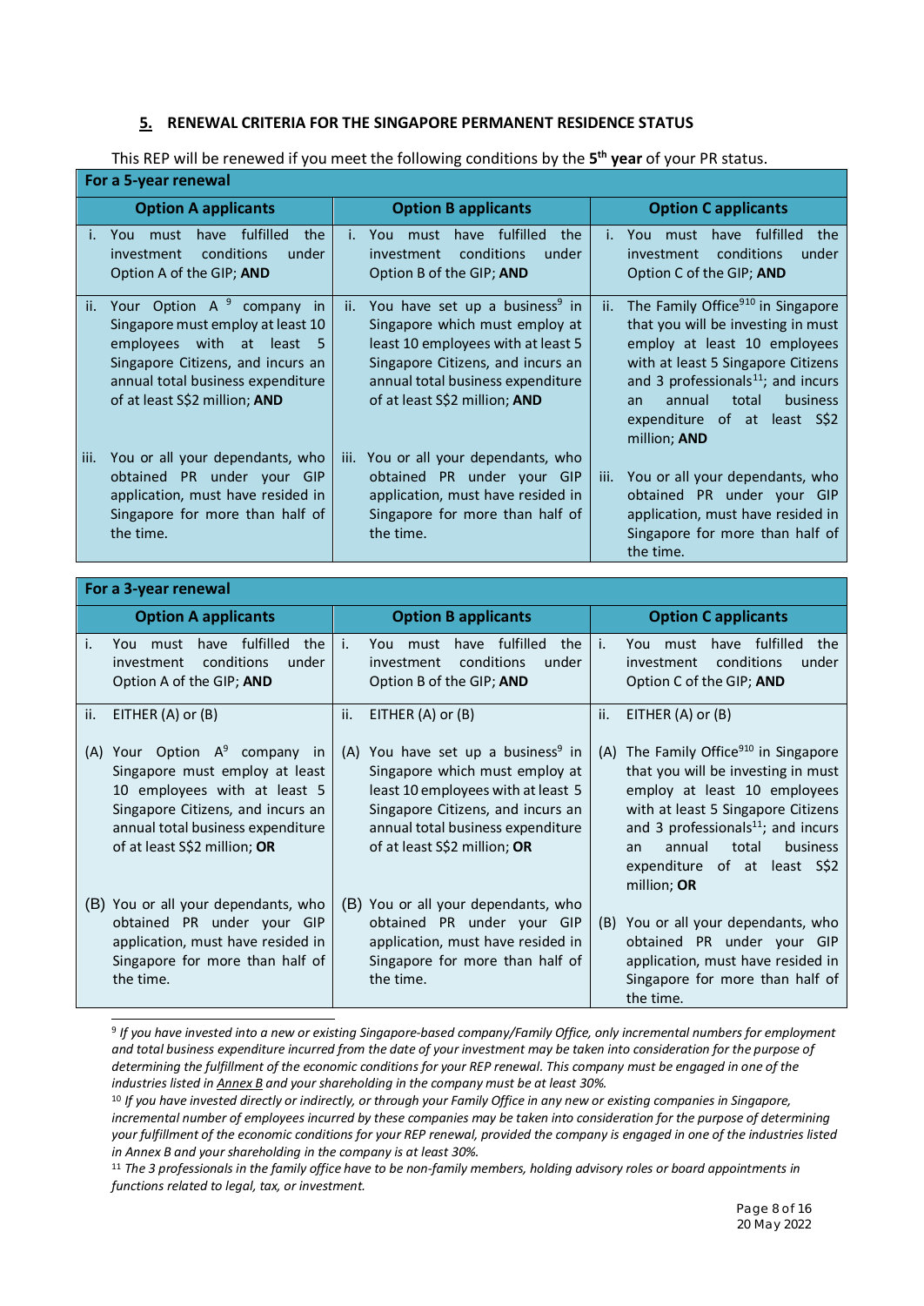## 5. RENEWAL CRITERIA FOR THE SINGAPORE PERMANENT RESIDENCE STATUS

This REP will be renewed if you meet the following conditions by the **5th year** of your PR status.

| **For a 5-year renewal** | | |
|---|---|---|
| **Option A applicants** | **Option B applicants** | **Option C applicants** |
| i. You must have fulfilled the investment conditions under Option A of the GIP; **AND** | i. You must have fulfilled the investment conditions under Option B of the GIP; **AND** | i. You must have fulfilled the investment conditions under Option C of the GIP; **AND** |
| ii. Your Option A [9] company in Singapore must employ at least 10 employees with at least 5 Singapore Citizens, and incurs an annual total business expenditure of at least S$2 million; **AND** | ii. You have set up a business[9] in Singapore which must employ at least 10 employees with at least 5 Singapore Citizens, and incurs an annual total business expenditure of at least S$2 million; **AND** | ii. The Family Office[9,10] in Singapore that you will be investing in must employ at least 10 employees with at least 5 Singapore Citizens and 3 professionals[11]; and incurs an annual total business expenditure of at least S$2 million; **AND** |
| iii. You or all your dependants, who obtained PR under your GIP application, must have resided in Singapore for more than half of the time. | iii. You or all your dependants, who obtained PR under your GIP application, must have resided in Singapore for more than half of the time. | iii. You or all your dependants, who obtained PR under your GIP application, must have resided in Singapore for more than half of the time. |

| **For a 3-year renewal** | | |
|---|---|---|
| **Option A applicants** | **Option B applicants** | **Option C applicants** |
| i. You must have fulfilled the investment conditions under Option A of the GIP; **AND** | i. You must have fulfilled the investment conditions under Option B of the GIP; **AND** | i. You must have fulfilled the investment conditions under Option C of the GIP; **AND** |
| ii. EITHER (A) or (B)<br><br>(A) Your Option A[9] company in Singapore must employ at least 10 employees with at least 5 Singapore Citizens, and incurs an annual total business expenditure of at least S$2 million; **OR**<br><br>(B) You or all your dependants, who obtained PR under your GIP application, must have resided in Singapore for more than half of the time. | ii. EITHER (A) or (B)<br><br>(A) You have set up a business[9] in Singapore which must employ at least 10 employees with at least 5 Singapore Citizens, and incurs an annual total business expenditure of at least S$2 million; **OR**<br><br>(B) You or all your dependants, who obtained PR under your GIP application, must have resided in Singapore for more than half of the time. | ii. EITHER (A) or (B)<br><br>(A) The Family Office[9,10] in Singapore that you will be investing in must employ at least 10 employees with at least 5 Singapore Citizens and 3 professionals[11]; and incurs an annual total business expenditure of at least S$2 million; **OR**<br><br>(B) You or all your dependants, who obtained PR under your GIP application, must have resided in Singapore for more than half of the time. |

---

[9] *If you have invested into a new or existing Singapore-based company/Family Office, only incremental numbers for employment and total business expenditure incurred from the date of your investment may be taken into consideration for the purpose of determining the fulfillment of the economic conditions for your REP renewal. This company must be engaged in one of the industries listed in Annex B and your shareholding in the company must be at least 30%.*

[10] *If you have invested directly or indirectly, or through your Family Office in any new or existing companies in Singapore, incremental number of employees incurred by these companies may be taken into consideration for the purpose of determining your fulfillment of the economic conditions for your REP renewal, provided the company is engaged in one of the industries listed in Annex B and your shareholding in the company is at least 30%.*

[11] *The 3 professionals in the family office have to be non-family members, holding advisory roles or board appointments in functions related to legal, tax, or investment.*

20 May 2022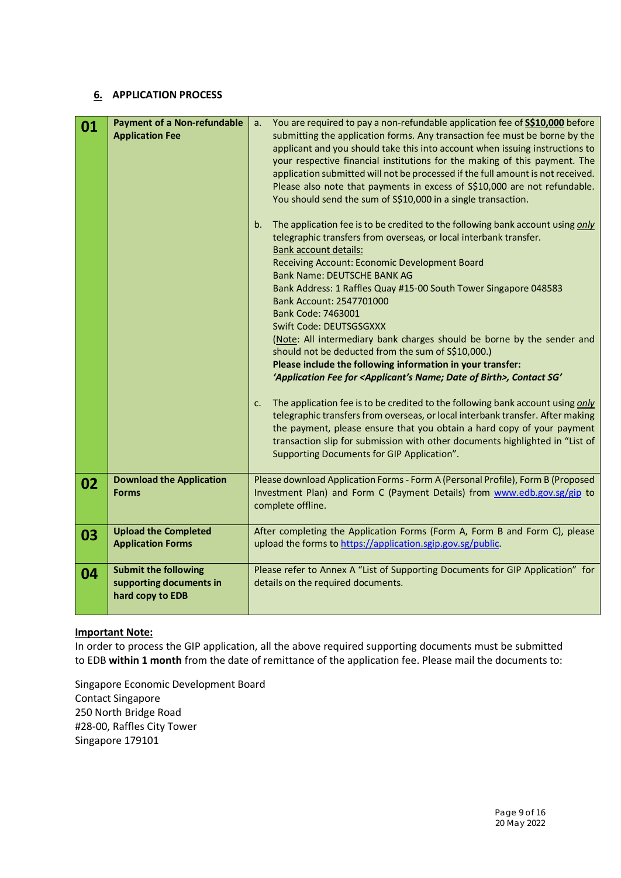## 6. APPLICATION PROCESS

| | | |
|---|---|---|
| **01** | **Payment of a Non-refundable Application Fee** | a. You are required to pay a non-refundable application fee of **S$10,000** before submitting the application forms. Any transaction fee must be borne by the applicant and you should take this into account when issuing instructions to your respective financial institutions for the making of this payment. The application submitted will not be processed if the full amount is not received. Please also note that payments in excess of S$10,000 are not refundable. You should send the sum of S$10,000 in a single transaction.<br><br>b. The application fee is to be credited to the following bank account using *only* telegraphic transfers from overseas, or local interbank transfer.<br>Bank account details:<br>Receiving Account: Economic Development Board<br>Bank Name: DEUTSCHE BANK AG<br>Bank Address: 1 Raffles Quay #15-00 South Tower Singapore 048583<br>Bank Account: 2547701000<br>Bank Code: 7463001<br>Swift Code: DEUTSGSGXXX<br>(Note: All intermediary bank charges should be borne by the sender and should not be deducted from the sum of S$10,000.)<br>**Please include the following information in your transfer:**<br>***'Application Fee for <Applicant's Name; Date of Birth>, Contact SG'***<br><br>c. The application fee is to be credited to the following bank account using *only* telegraphic transfers from overseas, or local interbank transfer. After making the payment, please ensure that you obtain a hard copy of your payment transaction slip for submission with other documents highlighted in "List of Supporting Documents for GIP Application". |
| **02** | **Download the Application Forms** | Please download Application Forms - Form A (Personal Profile), Form B (Proposed Investment Plan) and Form C (Payment Details) from www.edb.gov.sg/gip to complete offline. |
| **03** | **Upload the Completed Application Forms** | After completing the Application Forms (Form A, Form B and Form C), please upload the forms to https://application.sgip.gov.sg/public. |
| **04** | **Submit the following supporting documents in hard copy to EDB** | Please refer to Annex A "List of Supporting Documents for GIP Application" for details on the required documents. |

**Important Note:**
In order to process the GIP application, all the above required supporting documents must be submitted to EDB **within 1 month** from the date of remittance of the application fee. Please mail the documents to:

Singapore Economic Development Board
Contact Singapore
250 North Bridge Road
#28-00, Raffles City Tower
Singapore 179101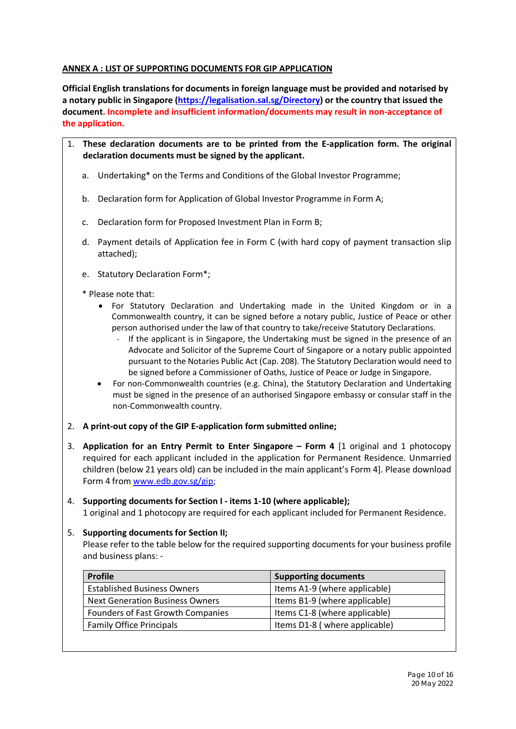**ANNEX A : LIST OF SUPPORTING DOCUMENTS FOR GIP APPLICATION**

**Official English translations for documents in foreign language must be provided and notarised by a notary public in Singapore ([https://legalisation.sal.sg/Directory](https://legalisation.sal.sg/Directory)) or the country that issued the document. Incomplete and insufficient information/documents may result in non-acceptance of the application.**

1. **These declaration documents are to be printed from the E-application form. The original declaration documents must be signed by the applicant.**

   a. Undertaking* on the Terms and Conditions of the Global Investor Programme;

   b. Declaration form for Application of Global Investor Programme in Form A;

   c. Declaration form for Proposed Investment Plan in Form B;

   d. Payment details of Application fee in Form C (with hard copy of payment transaction slip attached);

   e. Statutory Declaration Form*;

   * Please note that:
   - For Statutory Declaration and Undertaking made in the United Kingdom or in a Commonwealth country, it can be signed before a notary public, Justice of Peace or other person authorised under the law of that country to take/receive Statutory Declarations.
     - If the applicant is in Singapore, the Undertaking must be signed in the presence of an Advocate and Solicitor of the Supreme Court of Singapore or a notary public appointed pursuant to the Notaries Public Act (Cap. 208). The Statutory Declaration would need to be signed before a Commissioner of Oaths, Justice of Peace or Judge in Singapore.
   - For non-Commonwealth countries (e.g. China), the Statutory Declaration and Undertaking must be signed in the presence of an authorised Singapore embassy or consular staff in the non-Commonwealth country.

2. **A print-out copy of the GIP E-application form submitted online;**

3. **Application for an Entry Permit to Enter Singapore – Form 4** [1 original and 1 photocopy required for each applicant included in the application for Permanent Residence. Unmarried children (below 21 years old) can be included in the main applicant's Form 4]. Please download Form 4 from [www.edb.gov.sg/gip](www.edb.gov.sg/gip);

4. **Supporting documents for Section I - items 1-10 (where applicable);**
   1 original and 1 photocopy are required for each applicant included for Permanent Residence.

5. **Supporting documents for Section II;**
   Please refer to the table below for the required supporting documents for your business profile and business plans: -

| Profile | Supporting documents |
|---|---|
| Established Business Owners | Items A1-9 (where applicable) |
| Next Generation Business Owners | Items B1-9 (where applicable) |
| Founders of Fast Growth Companies | Items C1-8 (where applicable) |
| Family Office Principals | Items D1-8 ( where applicable) |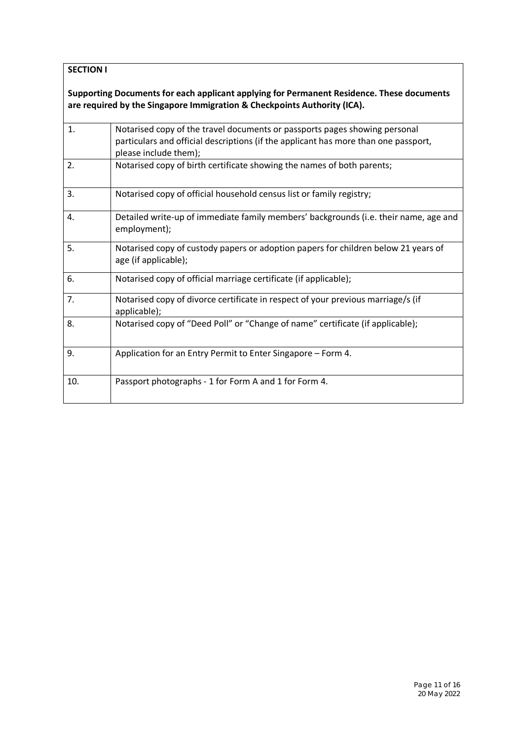**SECTION I**

**Supporting Documents for each applicant applying for Permanent Residence. These documents are required by the Singapore Immigration & Checkpoints Authority (ICA).**

| | |
|---|---|
| 1. | Notarised copy of the travel documents or passports pages showing personal particulars and official descriptions (if the applicant has more than one passport, please include them); |
| 2. | Notarised copy of birth certificate showing the names of both parents; |
| 3. | Notarised copy of official household census list or family registry; |
| 4. | Detailed write-up of immediate family members' backgrounds (i.e. their name, age and employment); |
| 5. | Notarised copy of custody papers or adoption papers for children below 21 years of age (if applicable); |
| 6. | Notarised copy of official marriage certificate (if applicable); |
| 7. | Notarised copy of divorce certificate in respect of your previous marriage/s (if applicable); |
| 8. | Notarised copy of "Deed Poll" or "Change of name" certificate (if applicable); |
| 9. | Application for an Entry Permit to Enter Singapore – Form 4. |
| 10. | Passport photographs - 1 for Form A and 1 for Form 4. |

20 May 2022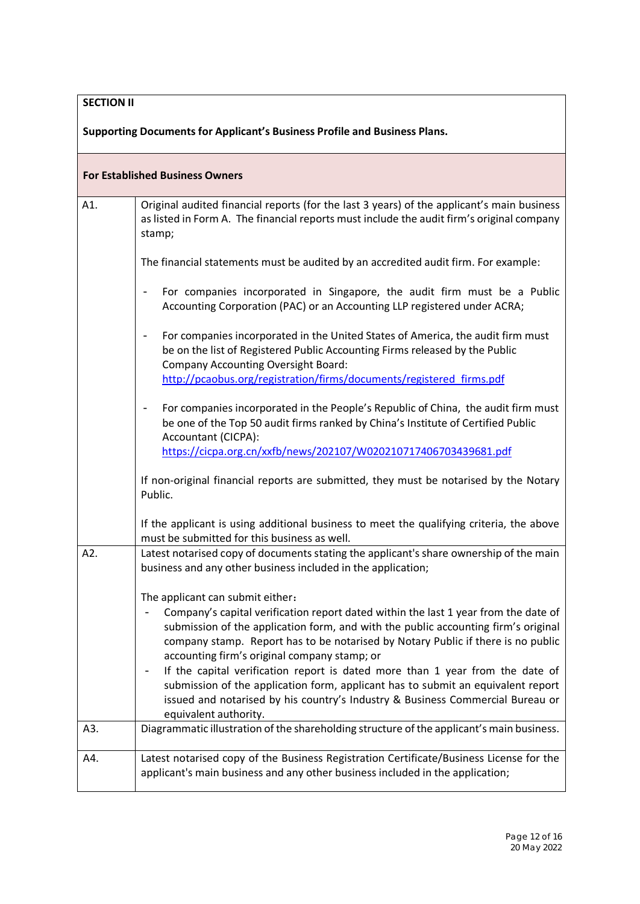**SECTION II**

**Supporting Documents for Applicant's Business Profile and Business Plans.**

**For Established Business Owners**

| | |
|---|---|
| A1. | Original audited financial reports (for the last 3 years) of the applicant's main business as listed in Form A. The financial reports must include the audit firm's original company stamp;<br><br>The financial statements must be audited by an accredited audit firm. For example:<br><br>- For companies incorporated in Singapore, the audit firm must be a Public Accounting Corporation (PAC) or an Accounting LLP registered under ACRA;<br><br>- For companies incorporated in the United States of America, the audit firm must be on the list of Registered Public Accounting Firms released by the Public Company Accounting Oversight Board: http://pcaobus.org/registration/firms/documents/registered_firms.pdf<br><br>- For companies incorporated in the People's Republic of China, the audit firm must be one of the Top 50 audit firms ranked by China's Institute of Certified Public Accountant (CICPA): https://cicpa.org.cn/xxfb/news/202107/W020210717406703439681.pdf<br><br>If non-original financial reports are submitted, they must be notarised by the Notary Public.<br><br>If the applicant is using additional business to meet the qualifying criteria, the above must be submitted for this business as well. |
| A2. | Latest notarised copy of documents stating the applicant's share ownership of the main business and any other business included in the application;<br><br>The applicant can submit either：<br>- Company's capital verification report dated within the last 1 year from the date of submission of the application form, and with the public accounting firm's original company stamp. Report has to be notarised by Notary Public if there is no public accounting firm's original company stamp; or<br>- If the capital verification report is dated more than 1 year from the date of submission of the application form, applicant has to submit an equivalent report issued and notarised by his country's Industry & Business Commercial Bureau or equivalent authority. |
| A3. | Diagrammatic illustration of the shareholding structure of the applicant's main business. |
| A4. | Latest notarised copy of the Business Registration Certificate/Business License for the applicant's main business and any other business included in the application; |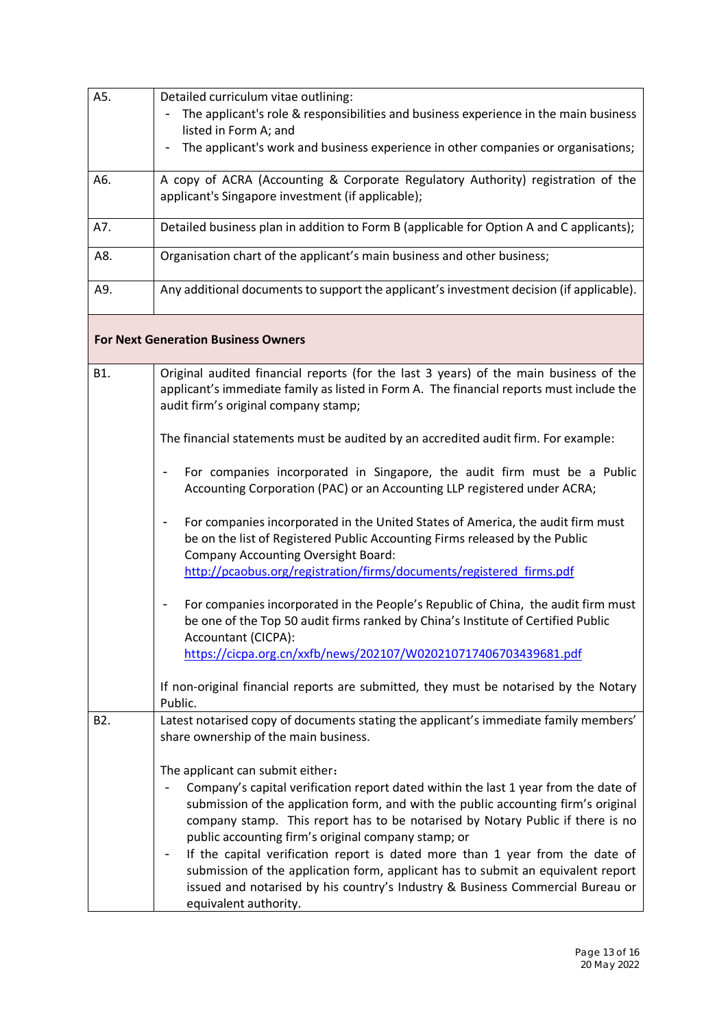| | |
|---|---|
| A5. | Detailed curriculum vitae outlining:<br>- The applicant's role & responsibilities and business experience in the main business listed in Form A; and<br>- The applicant's work and business experience in other companies or organisations; |
| A6. | A copy of ACRA (Accounting & Corporate Regulatory Authority) registration of the applicant's Singapore investment (if applicable); |
| A7. | Detailed business plan in addition to Form B (applicable for Option A and C applicants); |
| A8. | Organisation chart of the applicant's main business and other business; |
| A9. | Any additional documents to support the applicant's investment decision (if applicable). |
| **For Next Generation Business Owners** | |
| B1. | Original audited financial reports (for the last 3 years) of the main business of the applicant's immediate family as listed in Form A. The financial reports must include the audit firm's original company stamp;<br><br>The financial statements must be audited by an accredited audit firm. For example:<br><br>- For companies incorporated in Singapore, the audit firm must be a Public Accounting Corporation (PAC) or an Accounting LLP registered under ACRA;<br><br>- For companies incorporated in the United States of America, the audit firm must be on the list of Registered Public Accounting Firms released by the Public Company Accounting Oversight Board: http://pcaobus.org/registration/firms/documents/registered_firms.pdf<br><br>- For companies incorporated in the People's Republic of China, the audit firm must be one of the Top 50 audit firms ranked by China's Institute of Certified Public Accountant (CICPA): https://cicpa.org.cn/xxfb/news/202107/W020210717406703439681.pdf<br><br>If non-original financial reports are submitted, they must be notarised by the Notary Public. |
| B2. | Latest notarised copy of documents stating the applicant's immediate family members' share ownership of the main business.<br><br>The applicant can submit either：<br>- Company's capital verification report dated within the last 1 year from the date of submission of the application form, and with the public accounting firm's original company stamp. This report has to be notarised by Notary Public if there is no public accounting firm's original company stamp; or<br>- If the capital verification report is dated more than 1 year from the date of submission of the application form, applicant has to submit an equivalent report issued and notarised by his country's Industry & Business Commercial Bureau or equivalent authority. |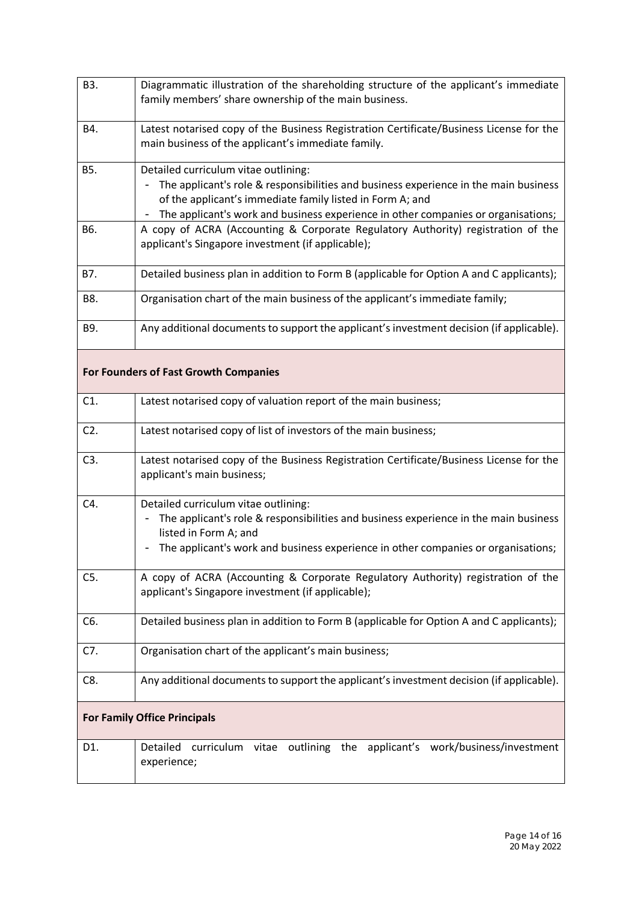| | |
|---|---|
| B3. | Diagrammatic illustration of the shareholding structure of the applicant's immediate family members' share ownership of the main business. |
| B4. | Latest notarised copy of the Business Registration Certificate/Business License for the main business of the applicant's immediate family. |
| B5. | Detailed curriculum vitae outlining:<br>- The applicant's role & responsibilities and business experience in the main business of the applicant's immediate family listed in Form A; and<br>- The applicant's work and business experience in other companies or organisations; |
| B6. | A copy of ACRA (Accounting & Corporate Regulatory Authority) registration of the applicant's Singapore investment (if applicable); |
| B7. | Detailed business plan in addition to Form B (applicable for Option A and C applicants); |
| B8. | Organisation chart of the main business of the applicant's immediate family; |
| B9. | Any additional documents to support the applicant's investment decision (if applicable). |
| **For Founders of Fast Growth Companies** | |
| C1. | Latest notarised copy of valuation report of the main business; |
| C2. | Latest notarised copy of list of investors of the main business; |
| C3. | Latest notarised copy of the Business Registration Certificate/Business License for the applicant's main business; |
| C4. | Detailed curriculum vitae outlining:<br>- The applicant's role & responsibilities and business experience in the main business listed in Form A; and<br>- The applicant's work and business experience in other companies or organisations; |
| C5. | A copy of ACRA (Accounting & Corporate Regulatory Authority) registration of the applicant's Singapore investment (if applicable); |
| C6. | Detailed business plan in addition to Form B (applicable for Option A and C applicants); |
| C7. | Organisation chart of the applicant's main business; |
| C8. | Any additional documents to support the applicant's investment decision (if applicable). |
| **For Family Office Principals** | |
| D1. | Detailed curriculum vitae outlining the applicant's work/business/investment experience; |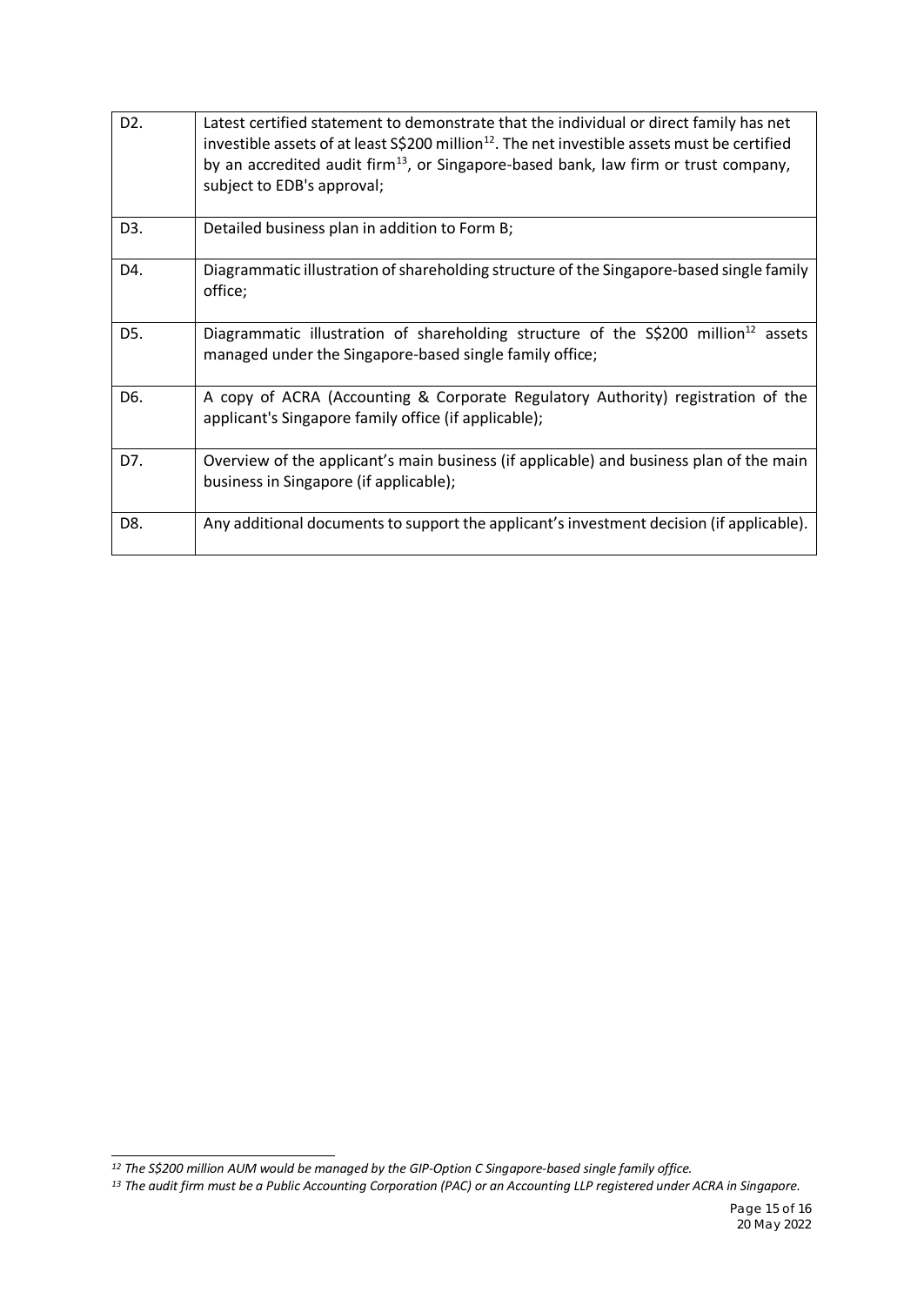| | |
|---|---|
| D2. | Latest certified statement to demonstrate that the individual or direct family has net investible assets of at least S$200 million[12]. The net investible assets must be certified by an accredited audit firm[13], or Singapore-based bank, law firm or trust company, subject to EDB's approval; |
| D3. | Detailed business plan in addition to Form B; |
| D4. | Diagrammatic illustration of shareholding structure of the Singapore-based single family office; |
| D5. | Diagrammatic illustration of shareholding structure of the S$200 million[12] assets managed under the Singapore-based single family office; |
| D6. | A copy of ACRA (Accounting & Corporate Regulatory Authority) registration of the applicant's Singapore family office (if applicable); |
| D7. | Overview of the applicant's main business (if applicable) and business plan of the main business in Singapore (if applicable); |
| D8. | Any additional documents to support the applicant's investment decision (if applicable). |

[12] *The S$200 million AUM would be managed by the GIP-Option C Singapore-based single family office.*

[13] *The audit firm must be a Public Accounting Corporation (PAC) or an Accounting LLP registered under ACRA in Singapore.*

20 May 2022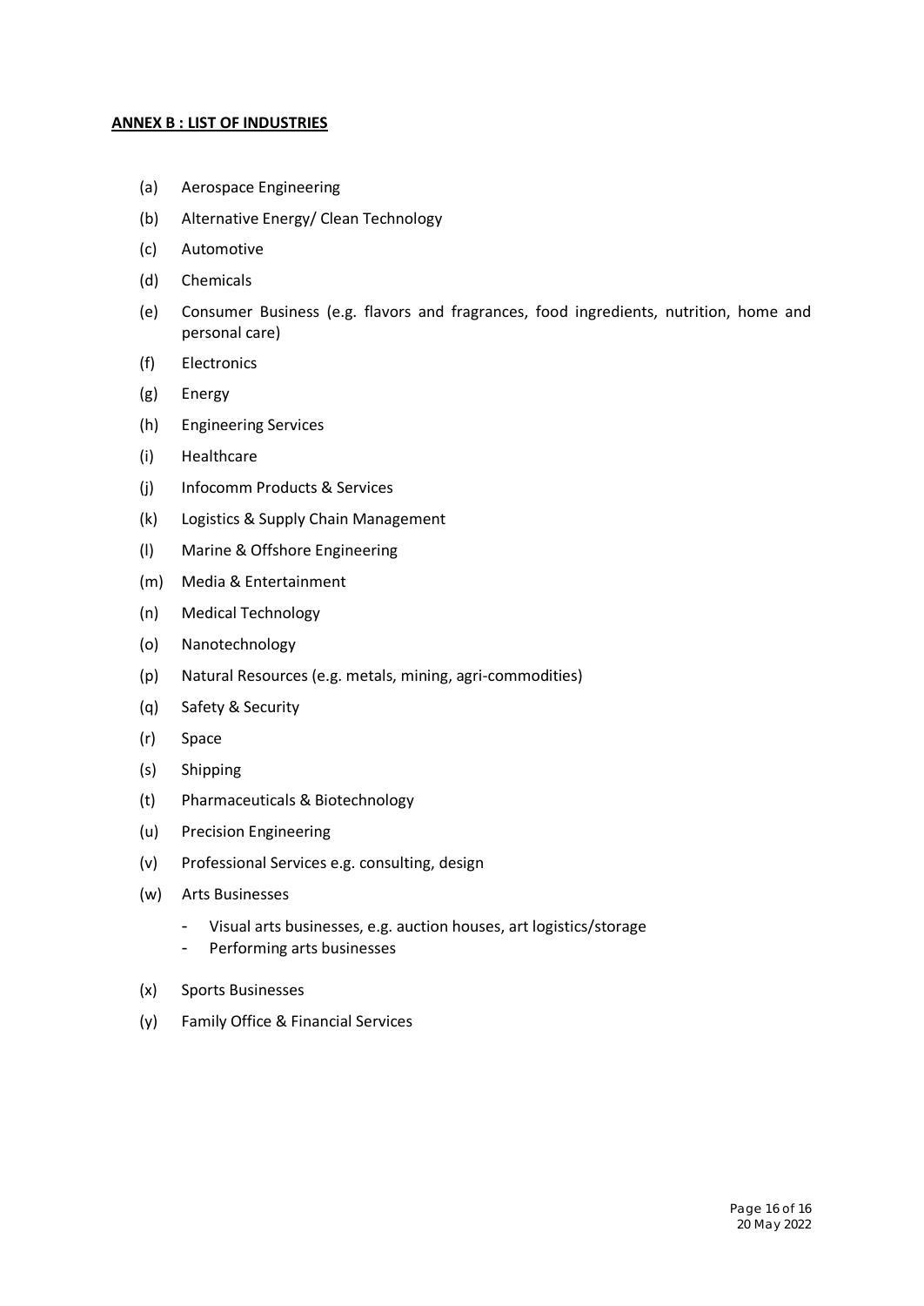**ANNEX B : LIST OF INDUSTRIES**

(a) Aerospace Engineering

(b) Alternative Energy/ Clean Technology

(c) Automotive

(d) Chemicals

(e) Consumer Business (e.g. flavors and fragrances, food ingredients, nutrition, home and personal care)

(f) Electronics

(g) Energy

(h) Engineering Services

(i) Healthcare

(j) Infocomm Products & Services

(k) Logistics & Supply Chain Management

(l) Marine & Offshore Engineering

(m) Media & Entertainment

(n) Medical Technology

(o) Nanotechnology

(p) Natural Resources (e.g. metals, mining, agri-commodities)

(q) Safety & Security

(r) Space

(s) Shipping

(t) Pharmaceuticals & Biotechnology

(u) Precision Engineering

(v) Professional Services e.g. consulting, design

(w) Arts Businesses

- Visual arts businesses, e.g. auction houses, art logistics/storage
- Performing arts businesses

(x) Sports Businesses

(y) Family Office & Financial Services